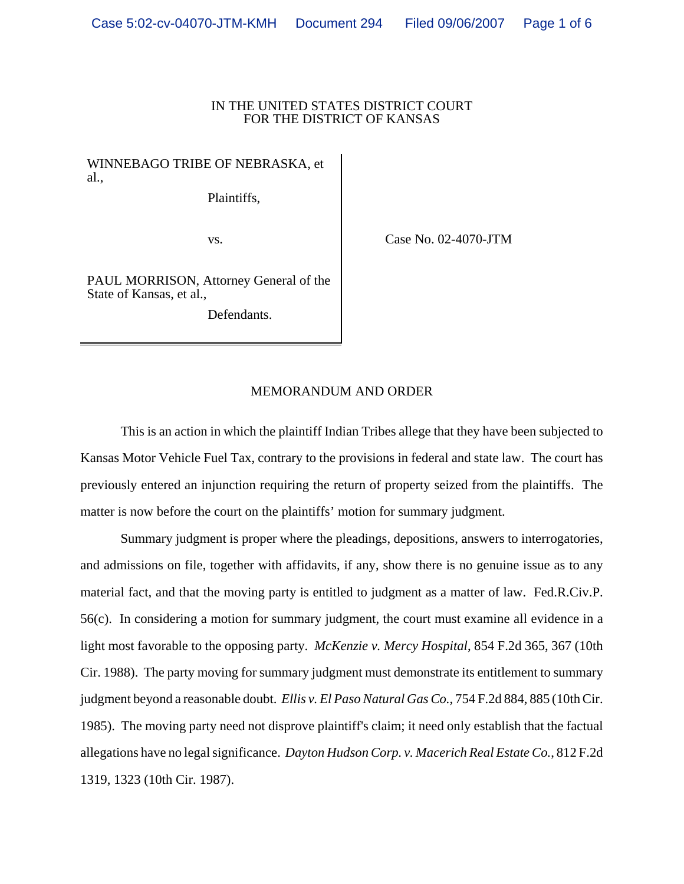IN THE UNITED STATES DISTRICT COURT
FOR THE DISTRICT OF KANSAS

WINNEBAGO TRIBE OF NEBRASKA, et al.,

Plaintiffs,

vs.

Case No. 02-4070-JTM

PAUL MORRISON, Attorney General of the State of Kansas, et al.,

Defendants.

## MEMORANDUM AND ORDER

This is an action in which the plaintiff Indian Tribes allege that they have been subjected to Kansas Motor Vehicle Fuel Tax, contrary to the provisions in federal and state law. The court has previously entered an injunction requiring the return of property seized from the plaintiffs. The matter is now before the court on the plaintiffs' motion for summary judgment.

Summary judgment is proper where the pleadings, depositions, answers to interrogatories, and admissions on file, together with affidavits, if any, show there is no genuine issue as to any material fact, and that the moving party is entitled to judgment as a matter of law. Fed.R.Civ.P. 56(c). In considering a motion for summary judgment, the court must examine all evidence in a light most favorable to the opposing party. *McKenzie v. Mercy Hospital*, 854 F.2d 365, 367 (10th Cir. 1988). The party moving for summary judgment must demonstrate its entitlement to summary judgment beyond a reasonable doubt. *Ellis v. El Paso Natural Gas Co.*, 754 F.2d 884, 885 (10th Cir. 1985). The moving party need not disprove plaintiff's claim; it need only establish that the factual allegations have no legal significance. *Dayton Hudson Corp. v. Macerich Real Estate Co.*, 812 F.2d 1319, 1323 (10th Cir. 1987).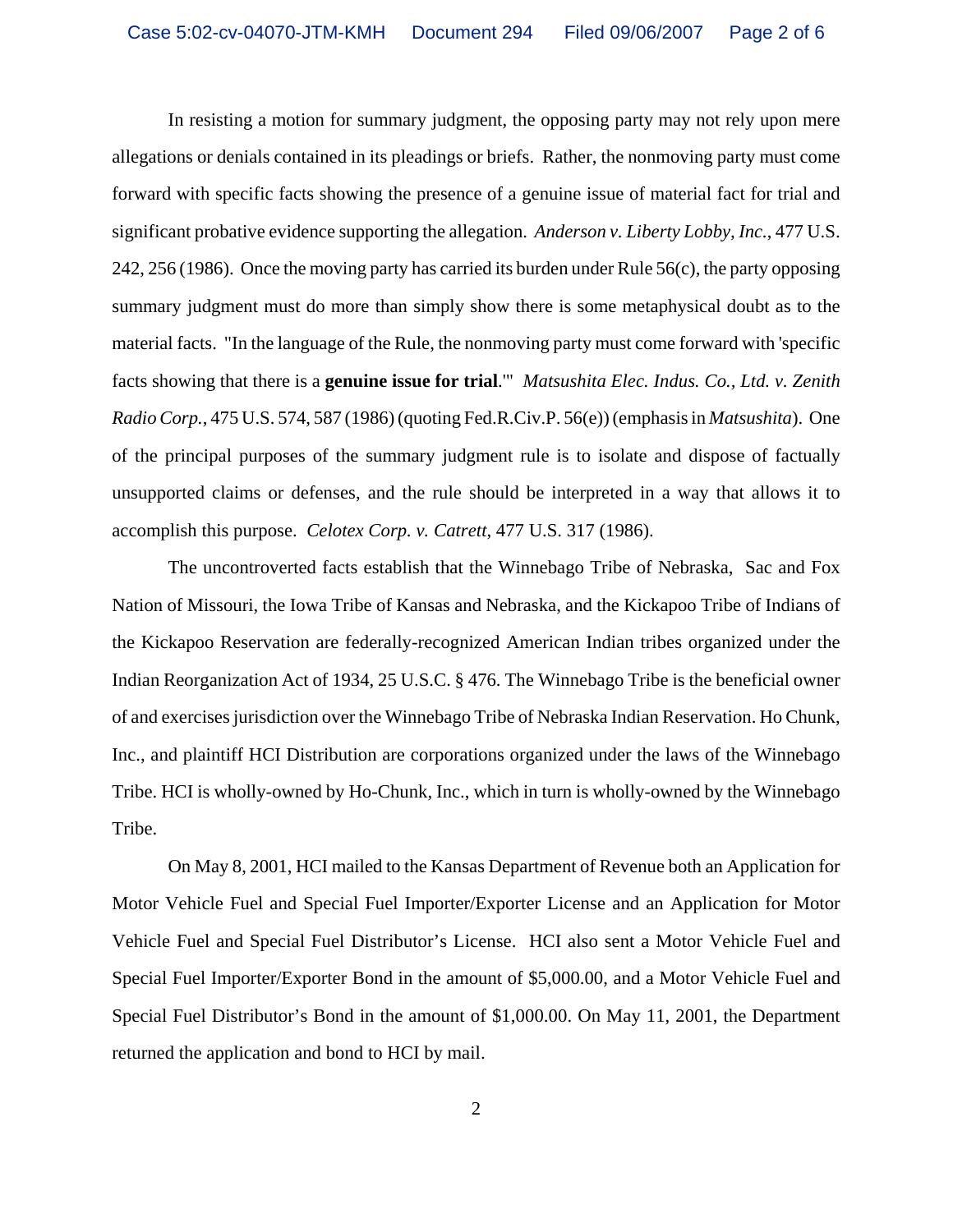In resisting a motion for summary judgment, the opposing party may not rely upon mere allegations or denials contained in its pleadings or briefs. Rather, the nonmoving party must come forward with specific facts showing the presence of a genuine issue of material fact for trial and significant probative evidence supporting the allegation. *Anderson v. Liberty Lobby, Inc.*, 477 U.S. 242, 256 (1986). Once the moving party has carried its burden under Rule 56(c), the party opposing summary judgment must do more than simply show there is some metaphysical doubt as to the material facts. "In the language of the Rule, the nonmoving party must come forward with 'specific facts showing that there is a **genuine issue for trial**.'" *Matsushita Elec. Indus. Co., Ltd. v. Zenith Radio Corp.*, 475 U.S. 574, 587 (1986) (quoting Fed.R.Civ.P. 56(e)) (emphasis in *Matsushita*). One of the principal purposes of the summary judgment rule is to isolate and dispose of factually unsupported claims or defenses, and the rule should be interpreted in a way that allows it to accomplish this purpose. *Celotex Corp. v. Catrett*, 477 U.S. 317 (1986).

The uncontroverted facts establish that the Winnebago Tribe of Nebraska, Sac and Fox Nation of Missouri, the Iowa Tribe of Kansas and Nebraska, and the Kickapoo Tribe of Indians of the Kickapoo Reservation are federally-recognized American Indian tribes organized under the Indian Reorganization Act of 1934, 25 U.S.C. § 476. The Winnebago Tribe is the beneficial owner of and exercises jurisdiction over the Winnebago Tribe of Nebraska Indian Reservation. Ho Chunk, Inc., and plaintiff HCI Distribution are corporations organized under the laws of the Winnebago Tribe. HCI is wholly-owned by Ho-Chunk, Inc., which in turn is wholly-owned by the Winnebago Tribe.

On May 8, 2001, HCI mailed to the Kansas Department of Revenue both an Application for Motor Vehicle Fuel and Special Fuel Importer/Exporter License and an Application for Motor Vehicle Fuel and Special Fuel Distributor's License. HCI also sent a Motor Vehicle Fuel and Special Fuel Importer/Exporter Bond in the amount of $5,000.00, and a Motor Vehicle Fuel and Special Fuel Distributor's Bond in the amount of $1,000.00. On May 11, 2001, the Department returned the application and bond to HCI by mail.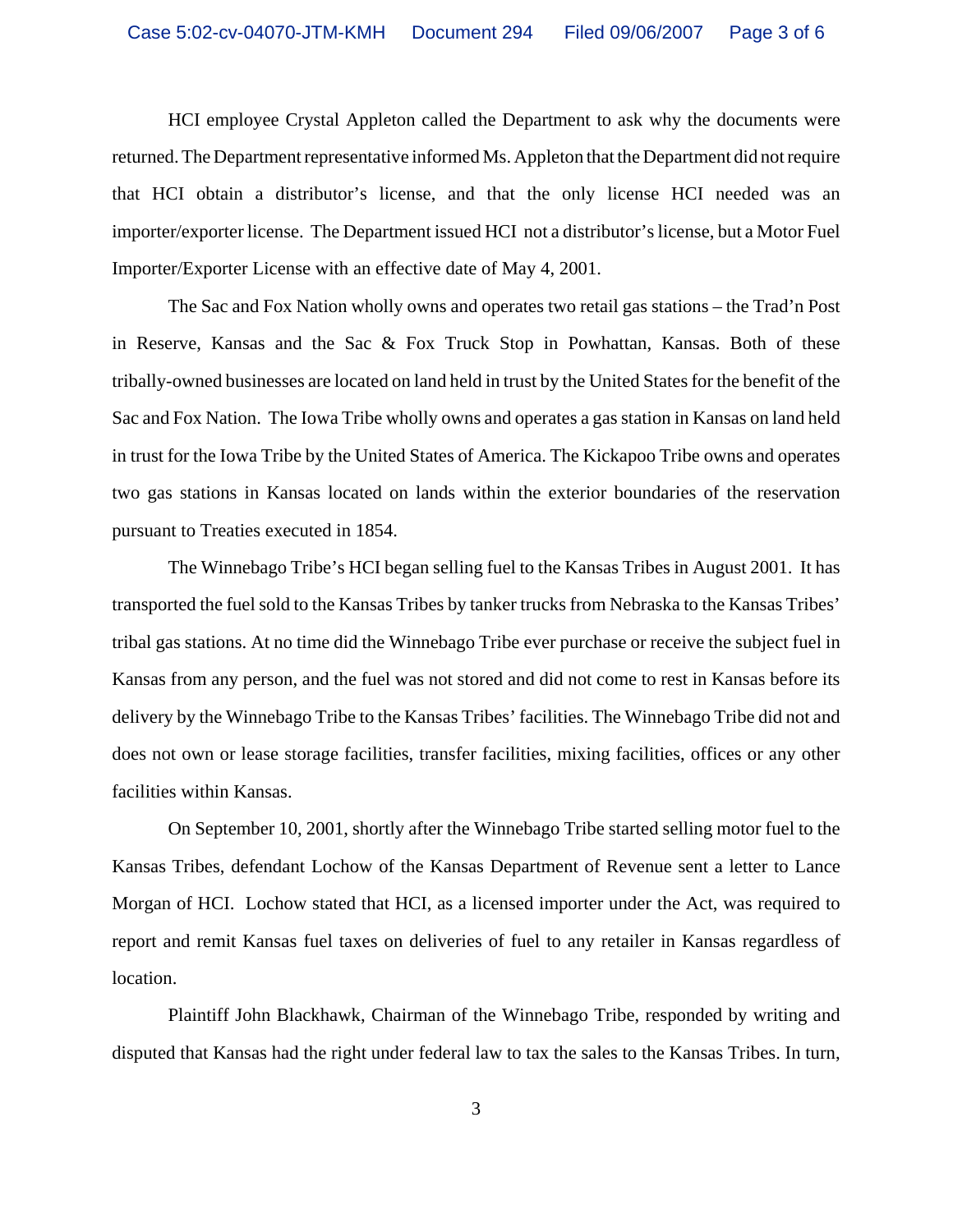HCI employee Crystal Appleton called the Department to ask why the documents were returned. The Department representative informed Ms. Appleton that the Department did not require that HCI obtain a distributor's license, and that the only license HCI needed was an importer/exporter license. The Department issued HCI not a distributor's license, but a Motor Fuel Importer/Exporter License with an effective date of May 4, 2001.

The Sac and Fox Nation wholly owns and operates two retail gas stations – the Trad'n Post in Reserve, Kansas and the Sac & Fox Truck Stop in Powhattan, Kansas. Both of these tribally-owned businesses are located on land held in trust by the United States for the benefit of the Sac and Fox Nation. The Iowa Tribe wholly owns and operates a gas station in Kansas on land held in trust for the Iowa Tribe by the United States of America. The Kickapoo Tribe owns and operates two gas stations in Kansas located on lands within the exterior boundaries of the reservation pursuant to Treaties executed in 1854.

The Winnebago Tribe's HCI began selling fuel to the Kansas Tribes in August 2001. It has transported the fuel sold to the Kansas Tribes by tanker trucks from Nebraska to the Kansas Tribes' tribal gas stations. At no time did the Winnebago Tribe ever purchase or receive the subject fuel in Kansas from any person, and the fuel was not stored and did not come to rest in Kansas before its delivery by the Winnebago Tribe to the Kansas Tribes' facilities. The Winnebago Tribe did not and does not own or lease storage facilities, transfer facilities, mixing facilities, offices or any other facilities within Kansas.

On September 10, 2001, shortly after the Winnebago Tribe started selling motor fuel to the Kansas Tribes, defendant Lochow of the Kansas Department of Revenue sent a letter to Lance Morgan of HCI. Lochow stated that HCI, as a licensed importer under the Act, was required to report and remit Kansas fuel taxes on deliveries of fuel to any retailer in Kansas regardless of location.

Plaintiff John Blackhawk, Chairman of the Winnebago Tribe, responded by writing and disputed that Kansas had the right under federal law to tax the sales to the Kansas Tribes. In turn,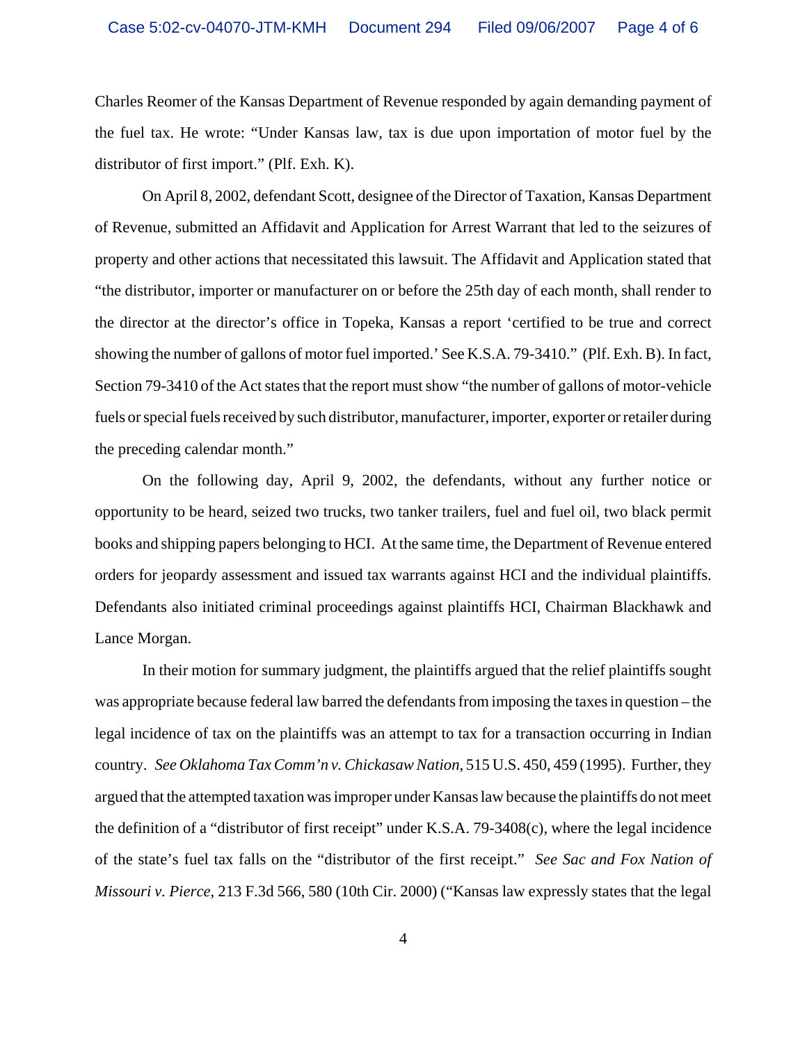Charles Reomer of the Kansas Department of Revenue responded by again demanding payment of the fuel tax. He wrote: "Under Kansas law, tax is due upon importation of motor fuel by the distributor of first import." (Plf. Exh. K).

On April 8, 2002, defendant Scott, designee of the Director of Taxation, Kansas Department of Revenue, submitted an Affidavit and Application for Arrest Warrant that led to the seizures of property and other actions that necessitated this lawsuit. The Affidavit and Application stated that "the distributor, importer or manufacturer on or before the 25th day of each month, shall render to the director at the director's office in Topeka, Kansas a report 'certified to be true and correct showing the number of gallons of motor fuel imported.' See K.S.A. 79-3410." (Plf. Exh. B). In fact, Section 79-3410 of the Act states that the report must show "the number of gallons of motor-vehicle fuels or special fuels received by such distributor, manufacturer, importer, exporter or retailer during the preceding calendar month."

On the following day, April 9, 2002, the defendants, without any further notice or opportunity to be heard, seized two trucks, two tanker trailers, fuel and fuel oil, two black permit books and shipping papers belonging to HCI. At the same time, the Department of Revenue entered orders for jeopardy assessment and issued tax warrants against HCI and the individual plaintiffs. Defendants also initiated criminal proceedings against plaintiffs HCI, Chairman Blackhawk and Lance Morgan.

In their motion for summary judgment, the plaintiffs argued that the relief plaintiffs sought was appropriate because federal law barred the defendants from imposing the taxes in question – the legal incidence of tax on the plaintiffs was an attempt to tax for a transaction occurring in Indian country. *See Oklahoma Tax Comm'n v. Chickasaw Nation*, 515 U.S. 450, 459 (1995). Further, they argued that the attempted taxation was improper under Kansas law because the plaintiffs do not meet the definition of a "distributor of first receipt" under K.S.A. 79-3408(c), where the legal incidence of the state's fuel tax falls on the "distributor of the first receipt." *See Sac and Fox Nation of Missouri v. Pierce*, 213 F.3d 566, 580 (10th Cir. 2000) ("Kansas law expressly states that the legal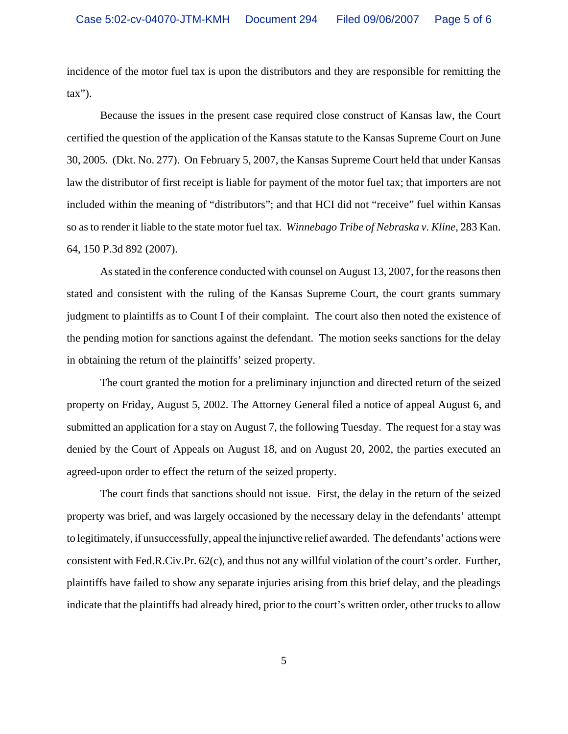incidence of the motor fuel tax is upon the distributors and they are responsible for remitting the tax").

Because the issues in the present case required close construct of Kansas law, the Court certified the question of the application of the Kansas statute to the Kansas Supreme Court on June 30, 2005. (Dkt. No. 277). On February 5, 2007, the Kansas Supreme Court held that under Kansas law the distributor of first receipt is liable for payment of the motor fuel tax; that importers are not included within the meaning of "distributors"; and that HCI did not "receive" fuel within Kansas so as to render it liable to the state motor fuel tax. *Winnebago Tribe of Nebraska v. Kline*, 283 Kan. 64, 150 P.3d 892 (2007).

As stated in the conference conducted with counsel on August 13, 2007, for the reasons then stated and consistent with the ruling of the Kansas Supreme Court, the court grants summary judgment to plaintiffs as to Count I of their complaint. The court also then noted the existence of the pending motion for sanctions against the defendant. The motion seeks sanctions for the delay in obtaining the return of the plaintiffs' seized property.

The court granted the motion for a preliminary injunction and directed return of the seized property on Friday, August 5, 2002. The Attorney General filed a notice of appeal August 6, and submitted an application for a stay on August 7, the following Tuesday. The request for a stay was denied by the Court of Appeals on August 18, and on August 20, 2002, the parties executed an agreed-upon order to effect the return of the seized property.

The court finds that sanctions should not issue. First, the delay in the return of the seized property was brief, and was largely occasioned by the necessary delay in the defendants' attempt to legitimately, if unsuccessfully, appeal the injunctive relief awarded. The defendants' actions were consistent with Fed.R.Civ.Pr. 62(c), and thus not any willful violation of the court's order. Further, plaintiffs have failed to show any separate injuries arising from this brief delay, and the pleadings indicate that the plaintiffs had already hired, prior to the court's written order, other trucks to allow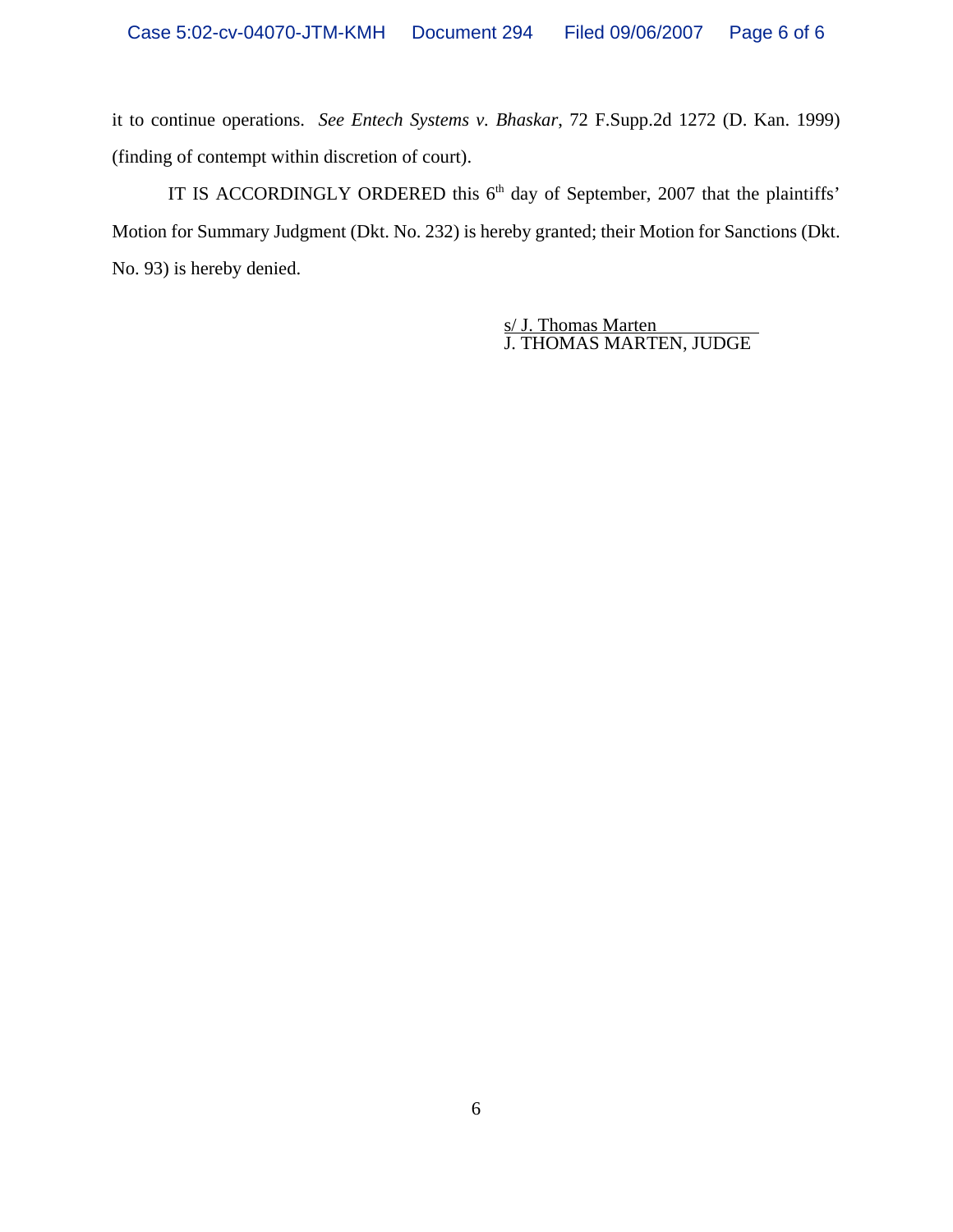it to continue operations. *See Entech Systems v. Bhaskar*, 72 F.Supp.2d 1272 (D. Kan. 1999) (finding of contempt within discretion of court).

IT IS ACCORDINGLY ORDERED this 6th day of September, 2007 that the plaintiffs' Motion for Summary Judgment (Dkt. No. 232) is hereby granted; their Motion for Sanctions (Dkt. No. 93) is hereby denied.

s/ J. Thomas Marten
J. THOMAS MARTEN, JUDGE